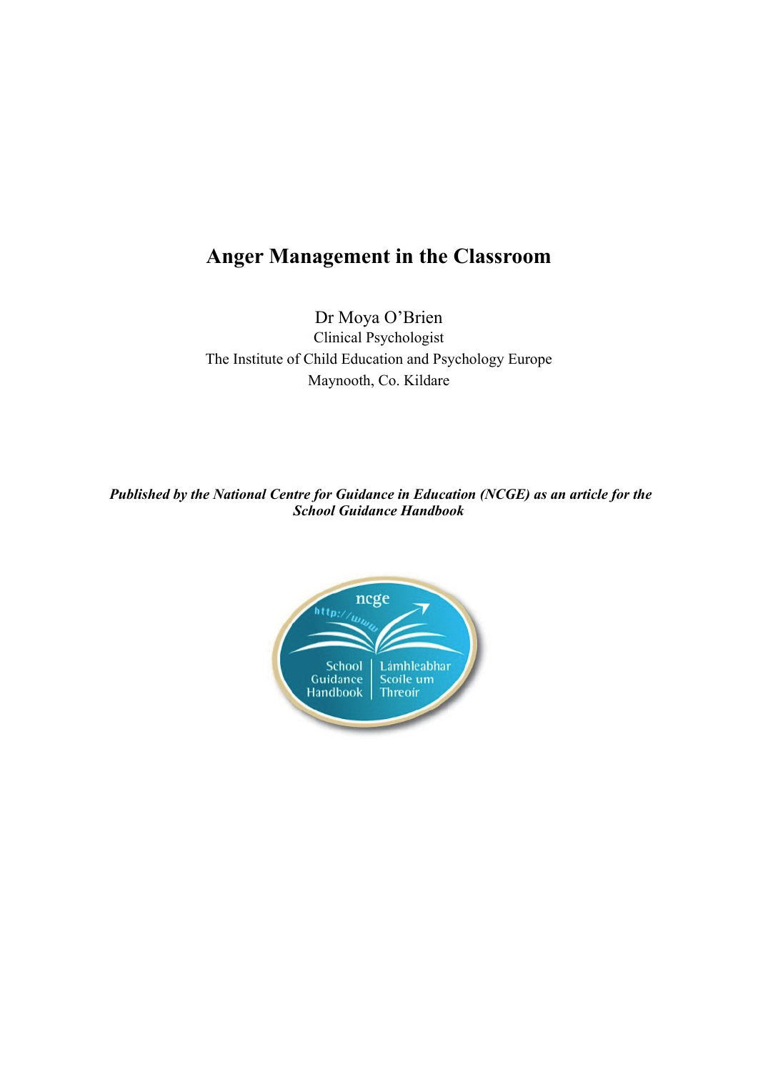# Anger Management in the Classroom

Dr Moya O'Brien
Clinical Psychologist
The Institute of Child Education and Psychology Europe
Maynooth, Co. Kildare

***Published by the National Centre for Guidance in Education (NCGE) as an article for the School Guidance Handbook***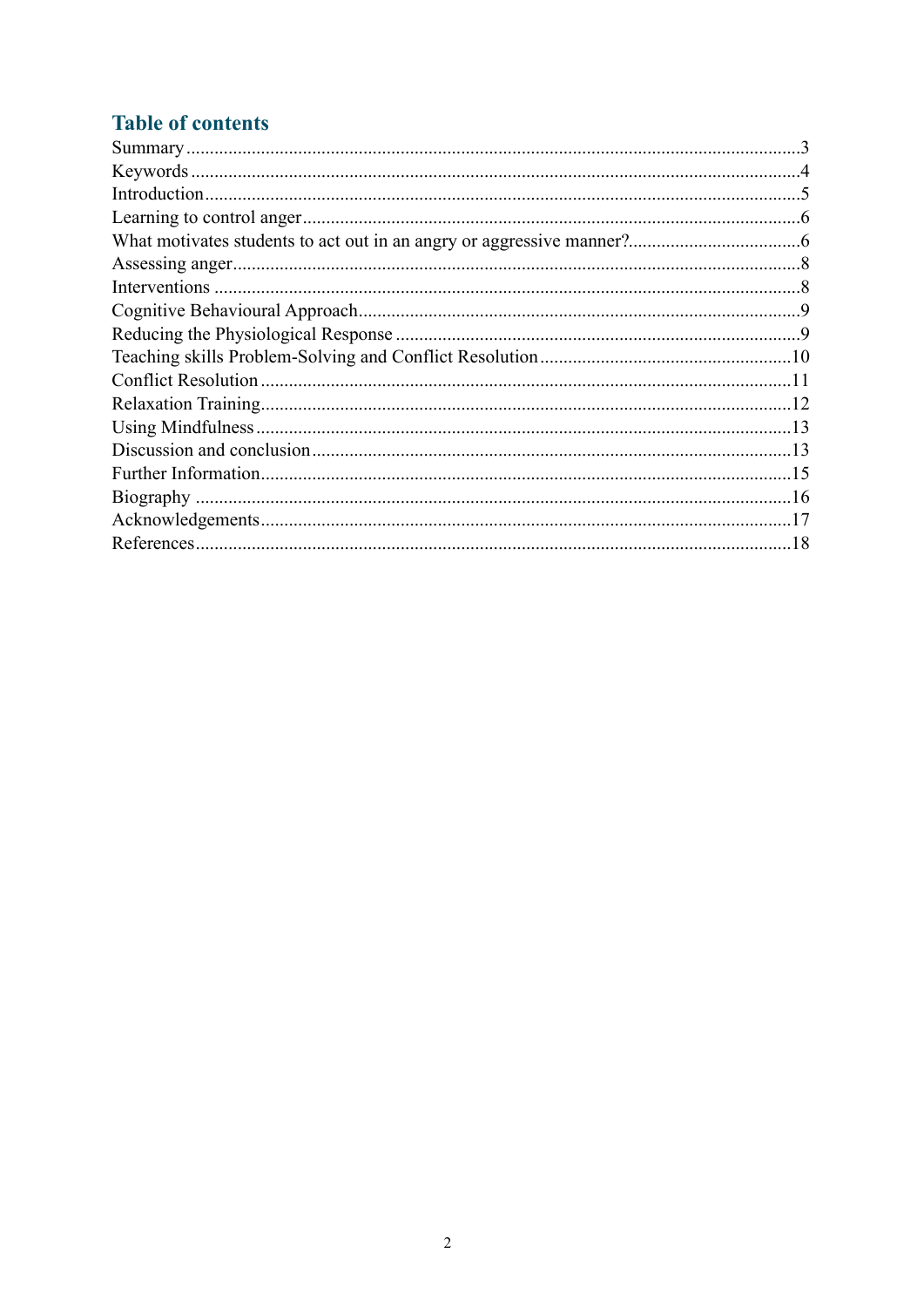## Table of contents

Summary ........................................................................................................................3
Keywords ......................................................................................................................4
Introduction ...................................................................................................................5
Learning to control anger .............................................................................................6
What motivates students to act out in an angry or aggressive manner? .......................6
Assessing anger ............................................................................................................8
Interventions .................................................................................................................8
Cognitive Behavioural Approach ..................................................................................9
Reducing the Physiological Response ..........................................................................9
Teaching skills Problem-Solving and Conflict Resolution ..........................................10
Conflict Resolution .....................................................................................................11
Relaxation Training ....................................................................................................12
Using Mindfulness ......................................................................................................13
Discussion and conclusion ..........................................................................................13
Further Information .....................................................................................................15
Biography ...................................................................................................................16
Acknowledgements .....................................................................................................17
References ...................................................................................................................18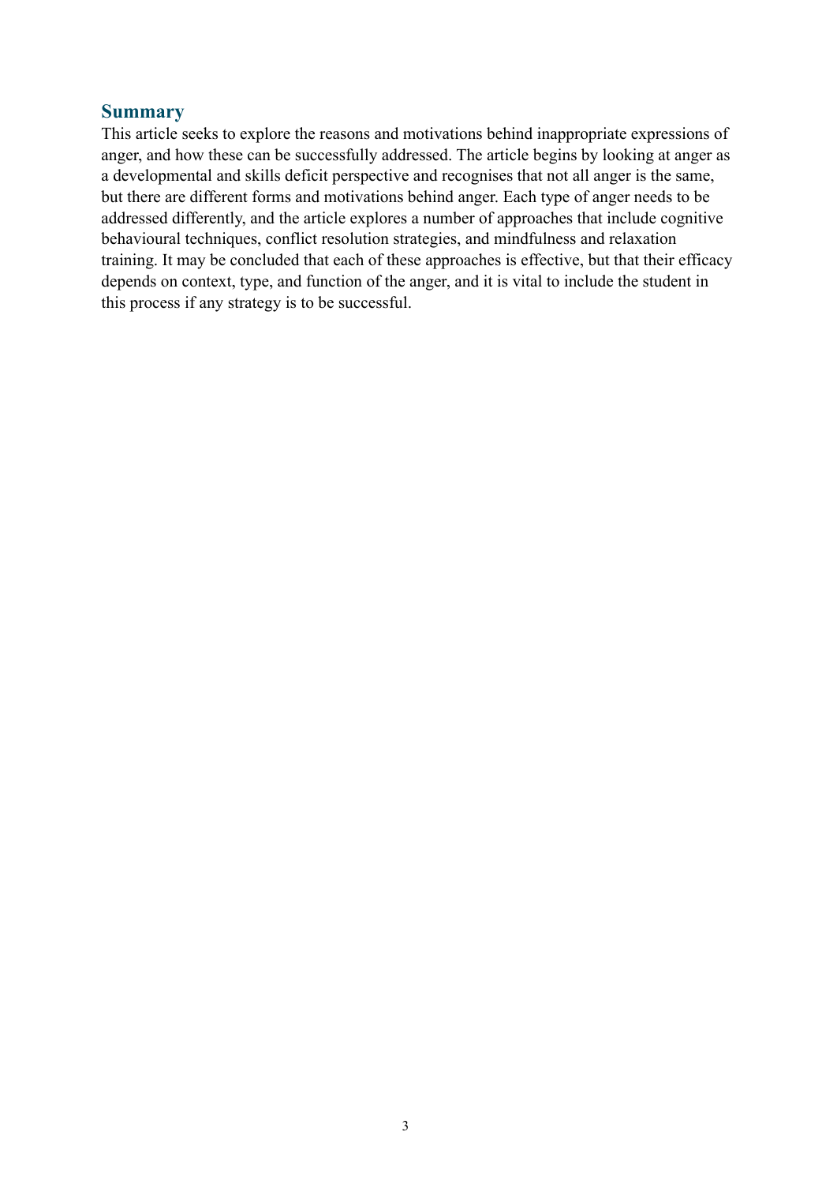## Summary

This article seeks to explore the reasons and motivations behind inappropriate expressions of anger, and how these can be successfully addressed. The article begins by looking at anger as a developmental and skills deficit perspective and recognises that not all anger is the same, but there are different forms and motivations behind anger. Each type of anger needs to be addressed differently, and the article explores a number of approaches that include cognitive behavioural techniques, conflict resolution strategies, and mindfulness and relaxation training. It may be concluded that each of these approaches is effective, but that their efficacy depends on context, type, and function of the anger, and it is vital to include the student in this process if any strategy is to be successful.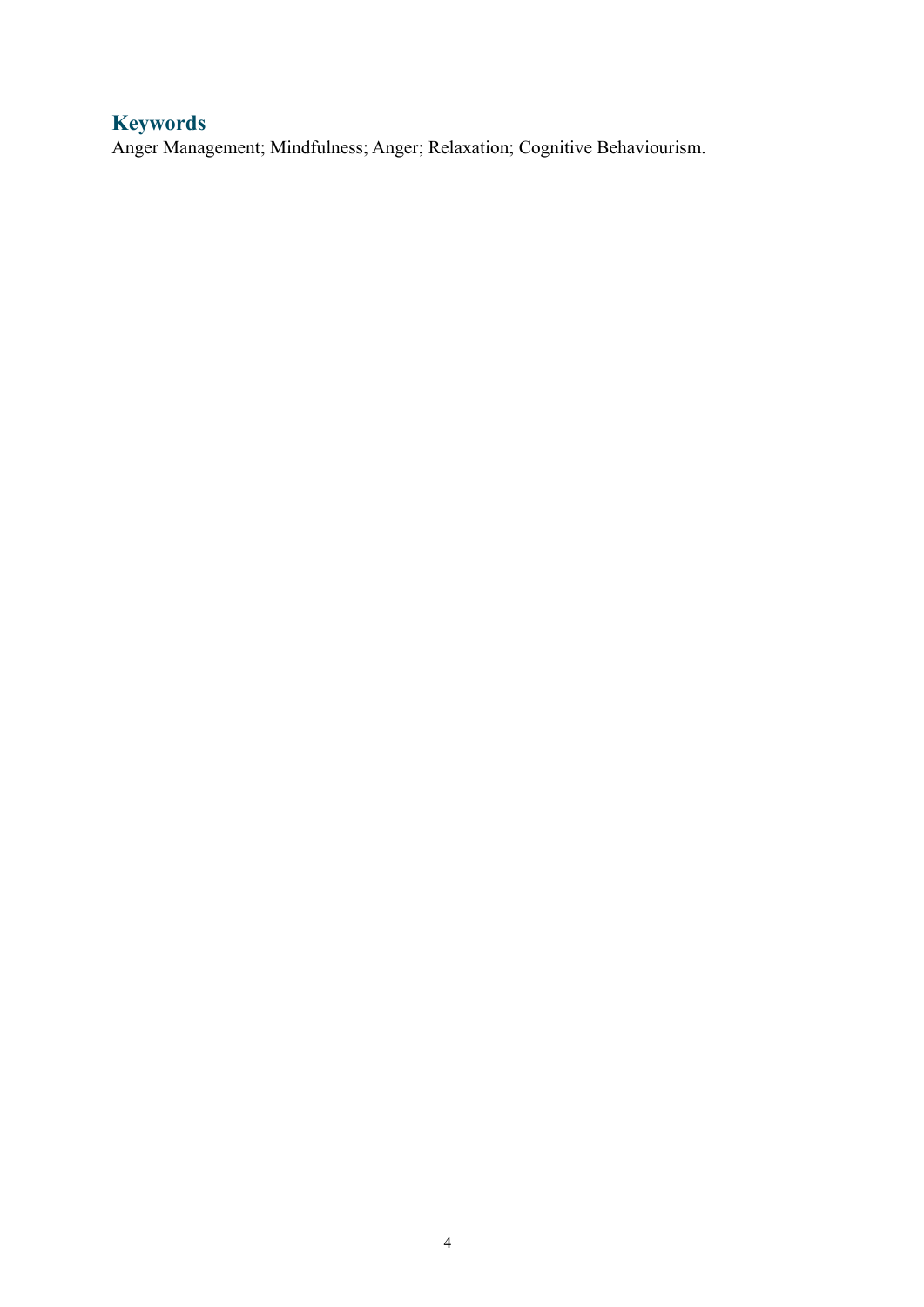## Keywords

Anger Management; Mindfulness; Anger; Relaxation; Cognitive Behaviourism.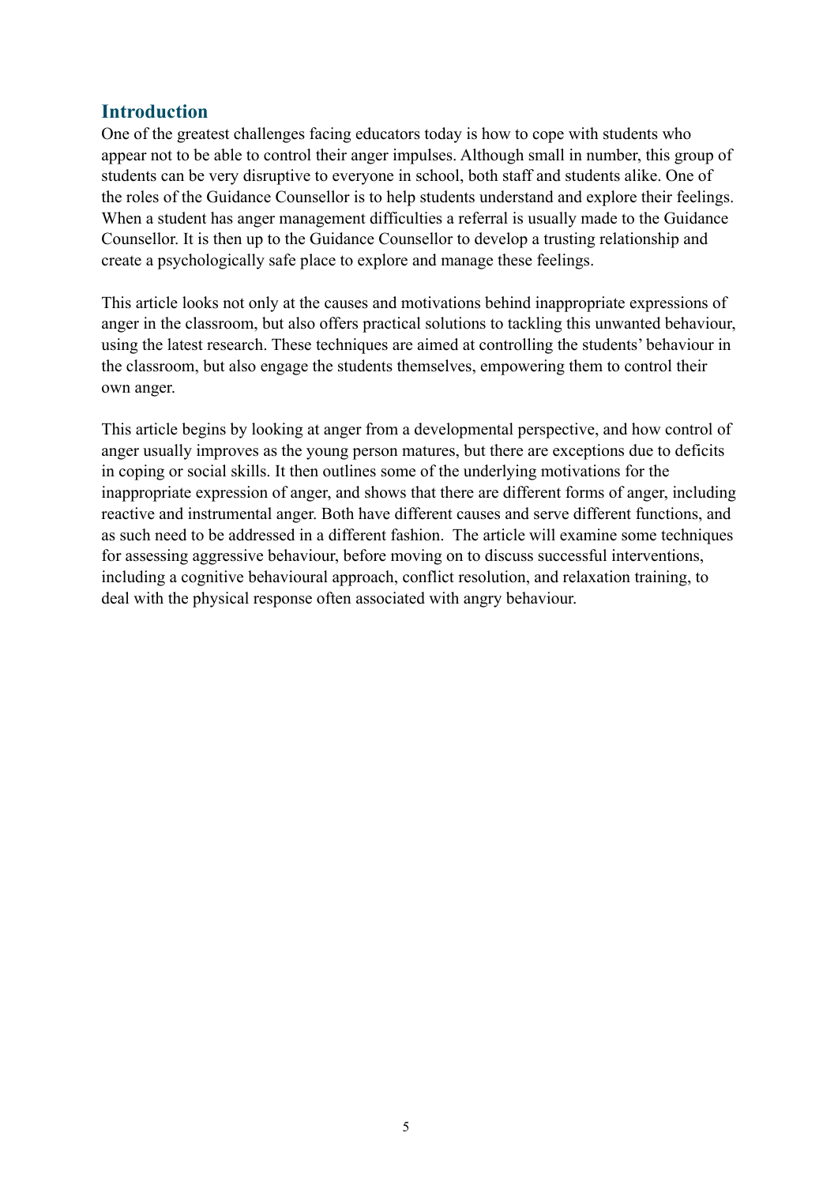## Introduction

One of the greatest challenges facing educators today is how to cope with students who appear not to be able to control their anger impulses. Although small in number, this group of students can be very disruptive to everyone in school, both staff and students alike. One of the roles of the Guidance Counsellor is to help students understand and explore their feelings. When a student has anger management difficulties a referral is usually made to the Guidance Counsellor. It is then up to the Guidance Counsellor to develop a trusting relationship and create a psychologically safe place to explore and manage these feelings.

This article looks not only at the causes and motivations behind inappropriate expressions of anger in the classroom, but also offers practical solutions to tackling this unwanted behaviour, using the latest research. These techniques are aimed at controlling the students' behaviour in the classroom, but also engage the students themselves, empowering them to control their own anger.

This article begins by looking at anger from a developmental perspective, and how control of anger usually improves as the young person matures, but there are exceptions due to deficits in coping or social skills. It then outlines some of the underlying motivations for the inappropriate expression of anger, and shows that there are different forms of anger, including reactive and instrumental anger. Both have different causes and serve different functions, and as such need to be addressed in a different fashion. The article will examine some techniques for assessing aggressive behaviour, before moving on to discuss successful interventions, including a cognitive behavioural approach, conflict resolution, and relaxation training, to deal with the physical response often associated with angry behaviour.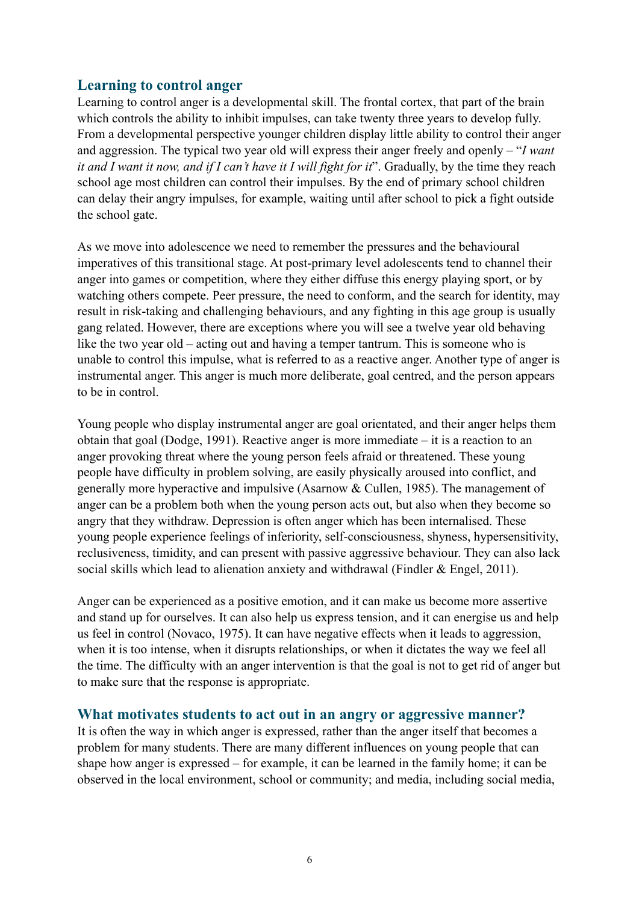## Learning to control anger

Learning to control anger is a developmental skill. The frontal cortex, that part of the brain which controls the ability to inhibit impulses, can take twenty three years to develop fully. From a developmental perspective younger children display little ability to control their anger and aggression. The typical two year old will express their anger freely and openly – "*I want it and I want it now, and if I can't have it I will fight for it*". Gradually, by the time they reach school age most children can control their impulses. By the end of primary school children can delay their angry impulses, for example, waiting until after school to pick a fight outside the school gate.

As we move into adolescence we need to remember the pressures and the behavioural imperatives of this transitional stage. At post-primary level adolescents tend to channel their anger into games or competition, where they either diffuse this energy playing sport, or by watching others compete. Peer pressure, the need to conform, and the search for identity, may result in risk-taking and challenging behaviours, and any fighting in this age group is usually gang related. However, there are exceptions where you will see a twelve year old behaving like the two year old – acting out and having a temper tantrum. This is someone who is unable to control this impulse, what is referred to as a reactive anger. Another type of anger is instrumental anger. This anger is much more deliberate, goal centred, and the person appears to be in control.

Young people who display instrumental anger are goal orientated, and their anger helps them obtain that goal (Dodge, 1991). Reactive anger is more immediate – it is a reaction to an anger provoking threat where the young person feels afraid or threatened. These young people have difficulty in problem solving, are easily physically aroused into conflict, and generally more hyperactive and impulsive (Asarnow & Cullen, 1985). The management of anger can be a problem both when the young person acts out, but also when they become so angry that they withdraw. Depression is often anger which has been internalised. These young people experience feelings of inferiority, self-consciousness, shyness, hypersensitivity, reclusiveness, timidity, and can present with passive aggressive behaviour. They can also lack social skills which lead to alienation anxiety and withdrawal (Findler & Engel, 2011).

Anger can be experienced as a positive emotion, and it can make us become more assertive and stand up for ourselves. It can also help us express tension, and it can energise us and help us feel in control (Novaco, 1975). It can have negative effects when it leads to aggression, when it is too intense, when it disrupts relationships, or when it dictates the way we feel all the time. The difficulty with an anger intervention is that the goal is not to get rid of anger but to make sure that the response is appropriate.

## What motivates students to act out in an angry or aggressive manner?

It is often the way in which anger is expressed, rather than the anger itself that becomes a problem for many students. There are many different influences on young people that can shape how anger is expressed – for example, it can be learned in the family home; it can be observed in the local environment, school or community; and media, including social media,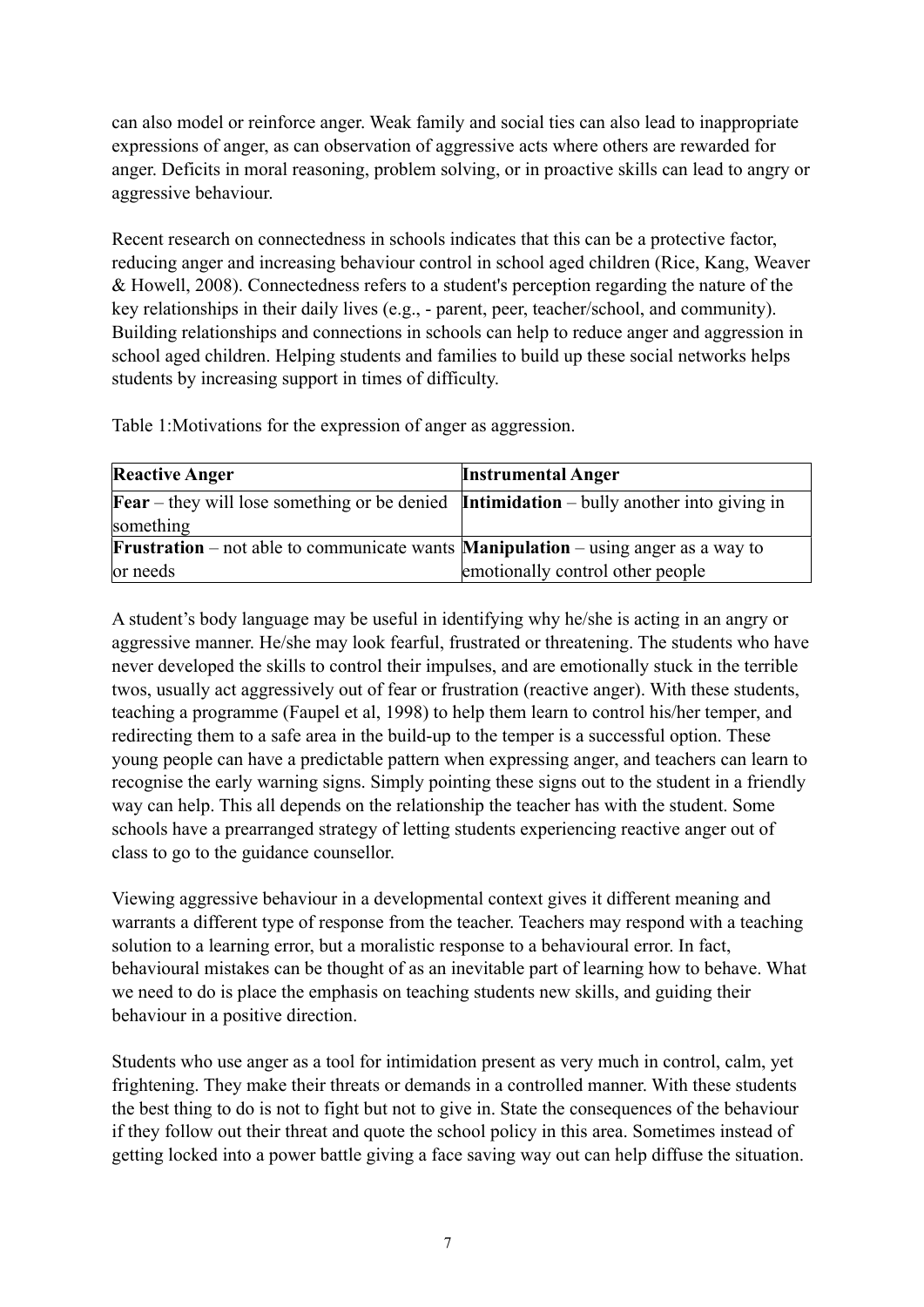can also model or reinforce anger. Weak family and social ties can also lead to inappropriate expressions of anger, as can observation of aggressive acts where others are rewarded for anger. Deficits in moral reasoning, problem solving, or in proactive skills can lead to angry or aggressive behaviour.

Recent research on connectedness in schools indicates that this can be a protective factor, reducing anger and increasing behaviour control in school aged children (Rice, Kang, Weaver & Howell, 2008). Connectedness refers to a student's perception regarding the nature of the key relationships in their daily lives (e.g., - parent, peer, teacher/school, and community). Building relationships and connections in schools can help to reduce anger and aggression in school aged children. Helping students and families to build up these social networks helps students by increasing support in times of difficulty.

Table 1:Motivations for the expression of anger as aggression.

| **Reactive Anger** | **Instrumental Anger** |
|---|---|
| **Fear** – they will lose something or be denied something | **Intimidation** – bully another into giving in |
| **Frustration** – not able to communicate wants or needs | **Manipulation** – using anger as a way to emotionally control other people |

A student's body language may be useful in identifying why he/she is acting in an angry or aggressive manner. He/she may look fearful, frustrated or threatening. The students who have never developed the skills to control their impulses, and are emotionally stuck in the terrible twos, usually act aggressively out of fear or frustration (reactive anger). With these students, teaching a programme (Faupel et al, 1998) to help them learn to control his/her temper, and redirecting them to a safe area in the build-up to the temper is a successful option. These young people can have a predictable pattern when expressing anger, and teachers can learn to recognise the early warning signs. Simply pointing these signs out to the student in a friendly way can help. This all depends on the relationship the teacher has with the student. Some schools have a prearranged strategy of letting students experiencing reactive anger out of class to go to the guidance counsellor.

Viewing aggressive behaviour in a developmental context gives it different meaning and warrants a different type of response from the teacher. Teachers may respond with a teaching solution to a learning error, but a moralistic response to a behavioural error. In fact, behavioural mistakes can be thought of as an inevitable part of learning how to behave. What we need to do is place the emphasis on teaching students new skills, and guiding their behaviour in a positive direction.

Students who use anger as a tool for intimidation present as very much in control, calm, yet frightening. They make their threats or demands in a controlled manner. With these students the best thing to do is not to fight but not to give in. State the consequences of the behaviour if they follow out their threat and quote the school policy in this area. Sometimes instead of getting locked into a power battle giving a face saving way out can help diffuse the situation.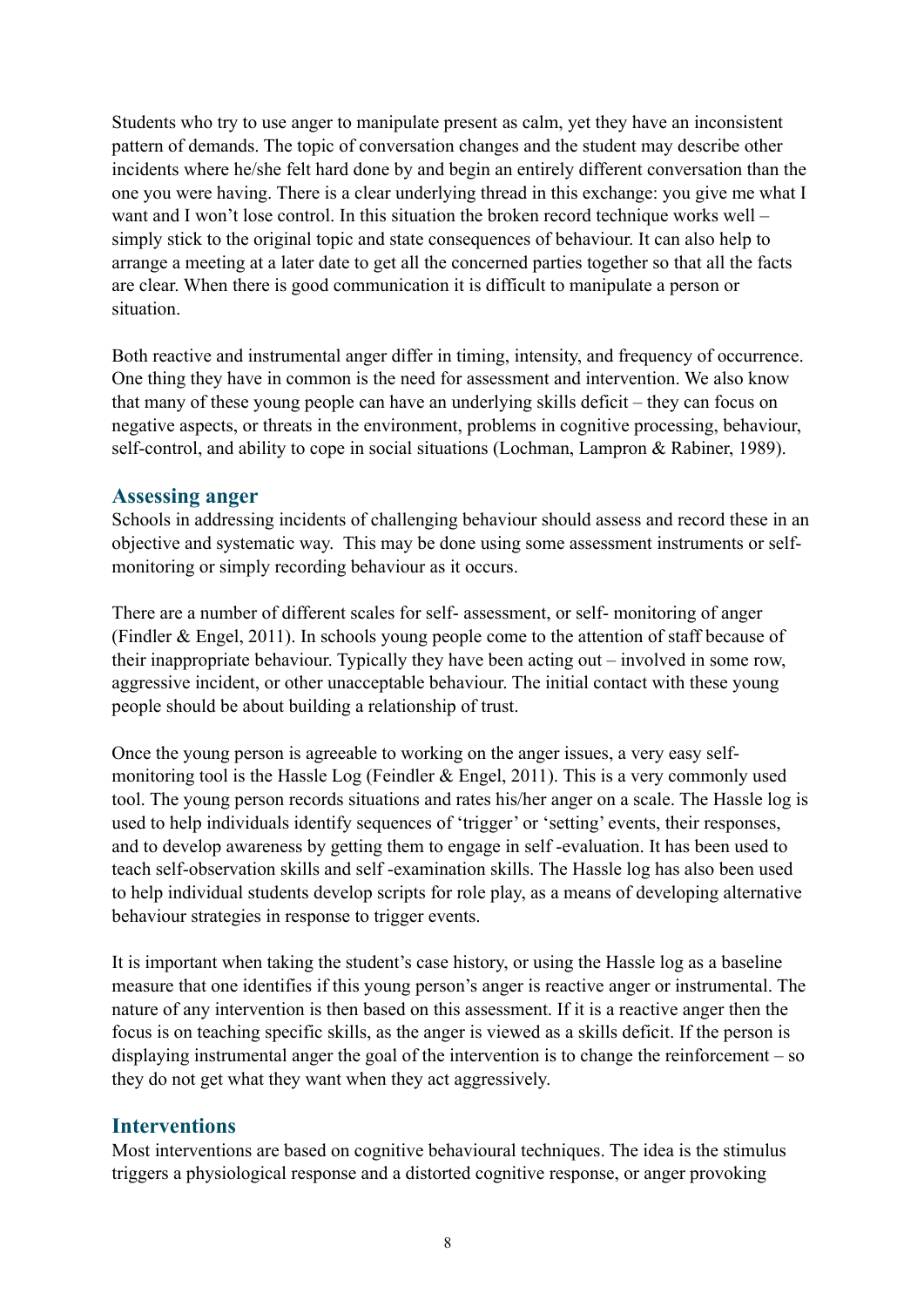Students who try to use anger to manipulate present as calm, yet they have an inconsistent pattern of demands. The topic of conversation changes and the student may describe other incidents where he/she felt hard done by and begin an entirely different conversation than the one you were having. There is a clear underlying thread in this exchange: you give me what I want and I won't lose control. In this situation the broken record technique works well – simply stick to the original topic and state consequences of behaviour. It can also help to arrange a meeting at a later date to get all the concerned parties together so that all the facts are clear. When there is good communication it is difficult to manipulate a person or situation.

Both reactive and instrumental anger differ in timing, intensity, and frequency of occurrence. One thing they have in common is the need for assessment and intervention. We also know that many of these young people can have an underlying skills deficit – they can focus on negative aspects, or threats in the environment, problems in cognitive processing, behaviour, self-control, and ability to cope in social situations (Lochman, Lampron & Rabiner, 1989).

## Assessing anger

Schools in addressing incidents of challenging behaviour should assess and record these in an objective and systematic way. This may be done using some assessment instruments or self-monitoring or simply recording behaviour as it occurs.

There are a number of different scales for self- assessment, or self- monitoring of anger (Findler & Engel, 2011). In schools young people come to the attention of staff because of their inappropriate behaviour. Typically they have been acting out – involved in some row, aggressive incident, or other unacceptable behaviour. The initial contact with these young people should be about building a relationship of trust.

Once the young person is agreeable to working on the anger issues, a very easy self-monitoring tool is the Hassle Log (Feindler & Engel, 2011). This is a very commonly used tool. The young person records situations and rates his/her anger on a scale. The Hassle log is used to help individuals identify sequences of 'trigger' or 'setting' events, their responses, and to develop awareness by getting them to engage in self -evaluation. It has been used to teach self-observation skills and self -examination skills. The Hassle log has also been used to help individual students develop scripts for role play, as a means of developing alternative behaviour strategies in response to trigger events.

It is important when taking the student's case history, or using the Hassle log as a baseline measure that one identifies if this young person's anger is reactive anger or instrumental. The nature of any intervention is then based on this assessment. If it is a reactive anger then the focus is on teaching specific skills, as the anger is viewed as a skills deficit. If the person is displaying instrumental anger the goal of the intervention is to change the reinforcement – so they do not get what they want when they act aggressively.

## Interventions

Most interventions are based on cognitive behavioural techniques. The idea is the stimulus triggers a physiological response and a distorted cognitive response, or anger provoking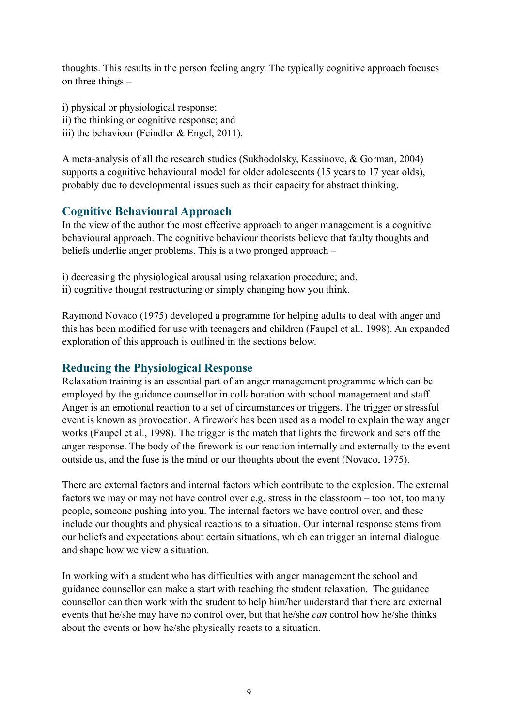thoughts. This results in the person feeling angry. The typically cognitive approach focuses on three things –

i) physical or physiological response;  
ii) the thinking or cognitive response; and  
iii) the behaviour (Feindler & Engel, 2011).

A meta-analysis of all the research studies (Sukhodolsky, Kassinove, & Gorman, 2004) supports a cognitive behavioural model for older adolescents (15 years to 17 year olds), probably due to developmental issues such as their capacity for abstract thinking.

## Cognitive Behavioural Approach

In the view of the author the most effective approach to anger management is a cognitive behavioural approach. The cognitive behaviour theorists believe that faulty thoughts and beliefs underlie anger problems. This is a two pronged approach –

i) decreasing the physiological arousal using relaxation procedure; and,  
ii) cognitive thought restructuring or simply changing how you think.

Raymond Novaco (1975) developed a programme for helping adults to deal with anger and this has been modified for use with teenagers and children (Faupel et al., 1998). An expanded exploration of this approach is outlined in the sections below.

## Reducing the Physiological Response

Relaxation training is an essential part of an anger management programme which can be employed by the guidance counsellor in collaboration with school management and staff. Anger is an emotional reaction to a set of circumstances or triggers. The trigger or stressful event is known as provocation. A firework has been used as a model to explain the way anger works (Faupel et al., 1998). The trigger is the match that lights the firework and sets off the anger response. The body of the firework is our reaction internally and externally to the event outside us, and the fuse is the mind or our thoughts about the event (Novaco, 1975).

There are external factors and internal factors which contribute to the explosion. The external factors we may or may not have control over e.g. stress in the classroom – too hot, too many people, someone pushing into you. The internal factors we have control over, and these include our thoughts and physical reactions to a situation. Our internal response stems from our beliefs and expectations about certain situations, which can trigger an internal dialogue and shape how we view a situation.

In working with a student who has difficulties with anger management the school and guidance counsellor can make a start with teaching the student relaxation. The guidance counsellor can then work with the student to help him/her understand that there are external events that he/she may have no control over, but that he/she *can* control how he/she thinks about the events or how he/she physically reacts to a situation.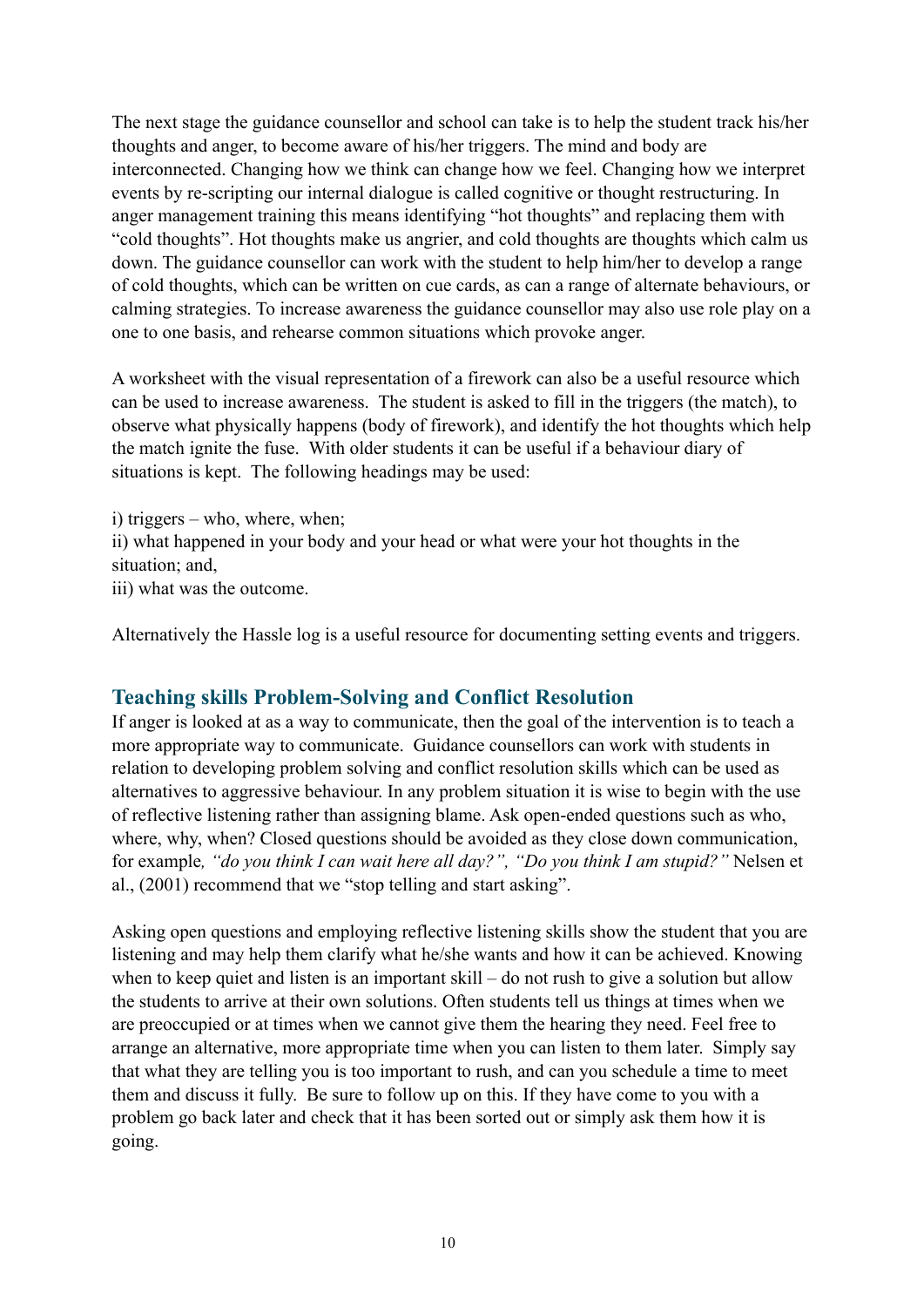The next stage the guidance counsellor and school can take is to help the student track his/her thoughts and anger, to become aware of his/her triggers. The mind and body are interconnected. Changing how we think can change how we feel. Changing how we interpret events by re-scripting our internal dialogue is called cognitive or thought restructuring. In anger management training this means identifying "hot thoughts" and replacing them with "cold thoughts". Hot thoughts make us angrier, and cold thoughts are thoughts which calm us down. The guidance counsellor can work with the student to help him/her to develop a range of cold thoughts, which can be written on cue cards, as can a range of alternate behaviours, or calming strategies. To increase awareness the guidance counsellor may also use role play on a one to one basis, and rehearse common situations which provoke anger.

A worksheet with the visual representation of a firework can also be a useful resource which can be used to increase awareness. The student is asked to fill in the triggers (the match), to observe what physically happens (body of firework), and identify the hot thoughts which help the match ignite the fuse. With older students it can be useful if a behaviour diary of situations is kept. The following headings may be used:

i) triggers – who, where, when;
ii) what happened in your body and your head or what were your hot thoughts in the situation; and,
iii) what was the outcome.

Alternatively the Hassle log is a useful resource for documenting setting events and triggers.

## Teaching skills Problem-Solving and Conflict Resolution

If anger is looked at as a way to communicate, then the goal of the intervention is to teach a more appropriate way to communicate. Guidance counsellors can work with students in relation to developing problem solving and conflict resolution skills which can be used as alternatives to aggressive behaviour. In any problem situation it is wise to begin with the use of reflective listening rather than assigning blame. Ask open-ended questions such as who, where, why, when? Closed questions should be avoided as they close down communication, for example*, "do you think I can wait here all day?", "Do you think I am stupid?"* Nelsen et al., (2001) recommend that we "stop telling and start asking".

Asking open questions and employing reflective listening skills show the student that you are listening and may help them clarify what he/she wants and how it can be achieved. Knowing when to keep quiet and listen is an important skill – do not rush to give a solution but allow the students to arrive at their own solutions. Often students tell us things at times when we are preoccupied or at times when we cannot give them the hearing they need. Feel free to arrange an alternative, more appropriate time when you can listen to them later. Simply say that what they are telling you is too important to rush, and can you schedule a time to meet them and discuss it fully. Be sure to follow up on this. If they have come to you with a problem go back later and check that it has been sorted out or simply ask them how it is going.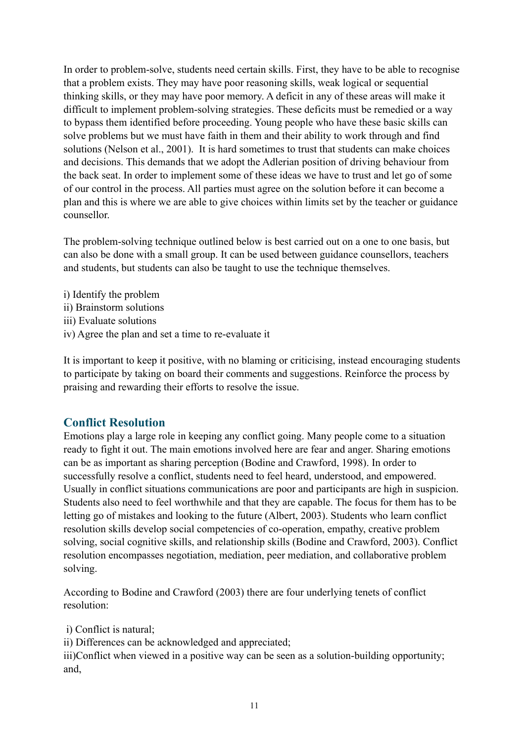In order to problem-solve, students need certain skills. First, they have to be able to recognise that a problem exists. They may have poor reasoning skills, weak logical or sequential thinking skills, or they may have poor memory. A deficit in any of these areas will make it difficult to implement problem-solving strategies. These deficits must be remedied or a way to bypass them identified before proceeding. Young people who have these basic skills can solve problems but we must have faith in them and their ability to work through and find solutions (Nelson et al., 2001). It is hard sometimes to trust that students can make choices and decisions. This demands that we adopt the Adlerian position of driving behaviour from the back seat. In order to implement some of these ideas we have to trust and let go of some of our control in the process. All parties must agree on the solution before it can become a plan and this is where we are able to give choices within limits set by the teacher or guidance counsellor.

The problem-solving technique outlined below is best carried out on a one to one basis, but can also be done with a small group. It can be used between guidance counsellors, teachers and students, but students can also be taught to use the technique themselves.

i) Identify the problem
ii) Brainstorm solutions
iii) Evaluate solutions
iv) Agree the plan and set a time to re-evaluate it

It is important to keep it positive, with no blaming or criticising, instead encouraging students to participate by taking on board their comments and suggestions. Reinforce the process by praising and rewarding their efforts to resolve the issue.

## Conflict Resolution

Emotions play a large role in keeping any conflict going. Many people come to a situation ready to fight it out. The main emotions involved here are fear and anger. Sharing emotions can be as important as sharing perception (Bodine and Crawford, 1998). In order to successfully resolve a conflict, students need to feel heard, understood, and empowered. Usually in conflict situations communications are poor and participants are high in suspicion. Students also need to feel worthwhile and that they are capable. The focus for them has to be letting go of mistakes and looking to the future (Albert, 2003). Students who learn conflict resolution skills develop social competencies of co-operation, empathy, creative problem solving, social cognitive skills, and relationship skills (Bodine and Crawford, 2003). Conflict resolution encompasses negotiation, mediation, peer mediation, and collaborative problem solving.

According to Bodine and Crawford (2003) there are four underlying tenets of conflict resolution:

i) Conflict is natural;
ii) Differences can be acknowledged and appreciated;
iii) Conflict when viewed in a positive way can be seen as a solution-building opportunity; and,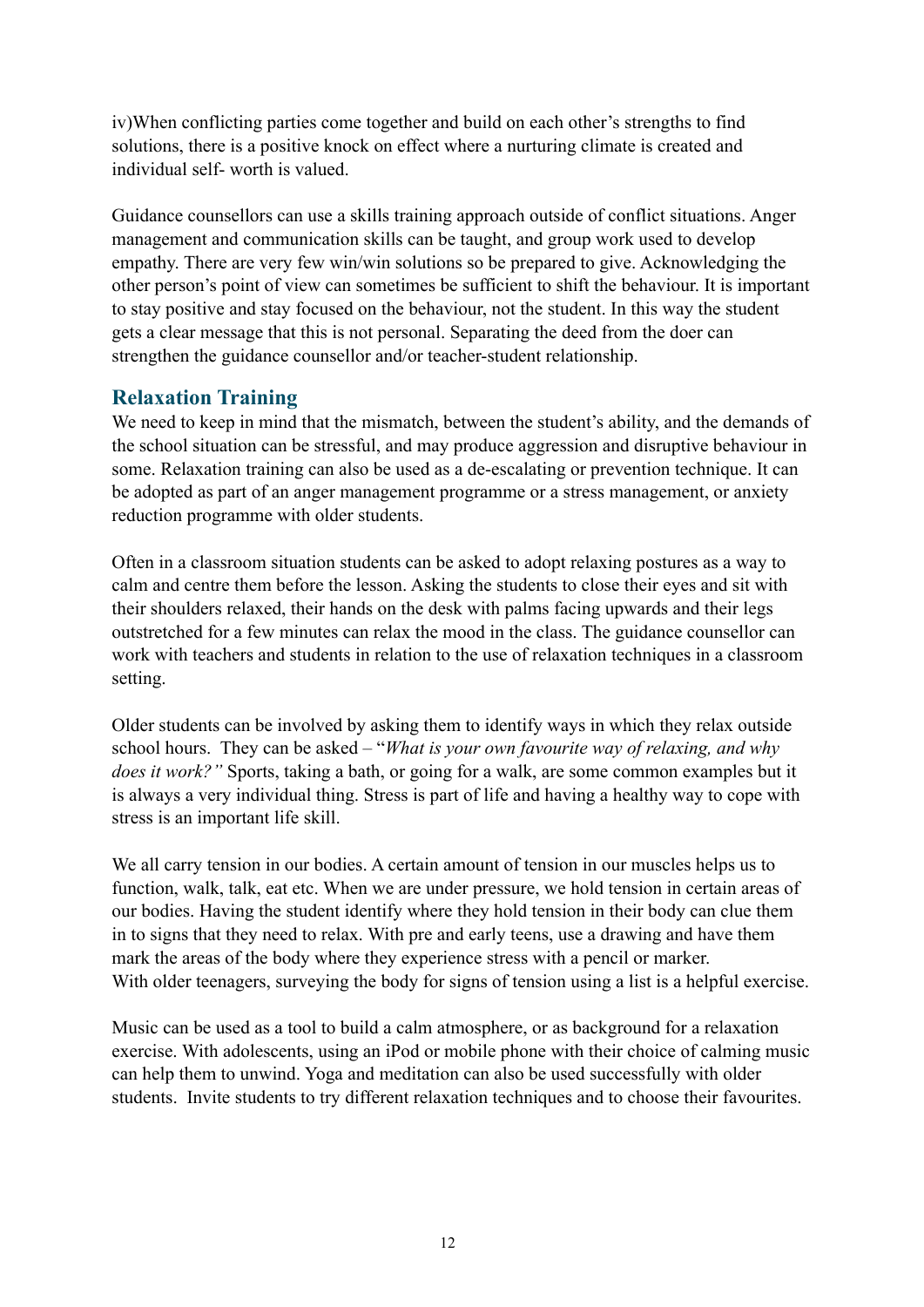iv)When conflicting parties come together and build on each other's strengths to find solutions, there is a positive knock on effect where a nurturing climate is created and individual self- worth is valued.

Guidance counsellors can use a skills training approach outside of conflict situations. Anger management and communication skills can be taught, and group work used to develop empathy. There are very few win/win solutions so be prepared to give. Acknowledging the other person's point of view can sometimes be sufficient to shift the behaviour. It is important to stay positive and stay focused on the behaviour, not the student. In this way the student gets a clear message that this is not personal. Separating the deed from the doer can strengthen the guidance counsellor and/or teacher-student relationship.

## Relaxation Training

We need to keep in mind that the mismatch, between the student's ability, and the demands of the school situation can be stressful, and may produce aggression and disruptive behaviour in some. Relaxation training can also be used as a de-escalating or prevention technique. It can be adopted as part of an anger management programme or a stress management, or anxiety reduction programme with older students.

Often in a classroom situation students can be asked to adopt relaxing postures as a way to calm and centre them before the lesson. Asking the students to close their eyes and sit with their shoulders relaxed, their hands on the desk with palms facing upwards and their legs outstretched for a few minutes can relax the mood in the class. The guidance counsellor can work with teachers and students in relation to the use of relaxation techniques in a classroom setting.

Older students can be involved by asking them to identify ways in which they relax outside school hours. They can be asked – "*What is your own favourite way of relaxing, and why does it work?"* Sports, taking a bath, or going for a walk, are some common examples but it is always a very individual thing. Stress is part of life and having a healthy way to cope with stress is an important life skill.

We all carry tension in our bodies. A certain amount of tension in our muscles helps us to function, walk, talk, eat etc. When we are under pressure, we hold tension in certain areas of our bodies. Having the student identify where they hold tension in their body can clue them in to signs that they need to relax. With pre and early teens, use a drawing and have them mark the areas of the body where they experience stress with a pencil or marker.
With older teenagers, surveying the body for signs of tension using a list is a helpful exercise.

Music can be used as a tool to build a calm atmosphere, or as background for a relaxation exercise. With adolescents, using an iPod or mobile phone with their choice of calming music can help them to unwind. Yoga and meditation can also be used successfully with older students. Invite students to try different relaxation techniques and to choose their favourites.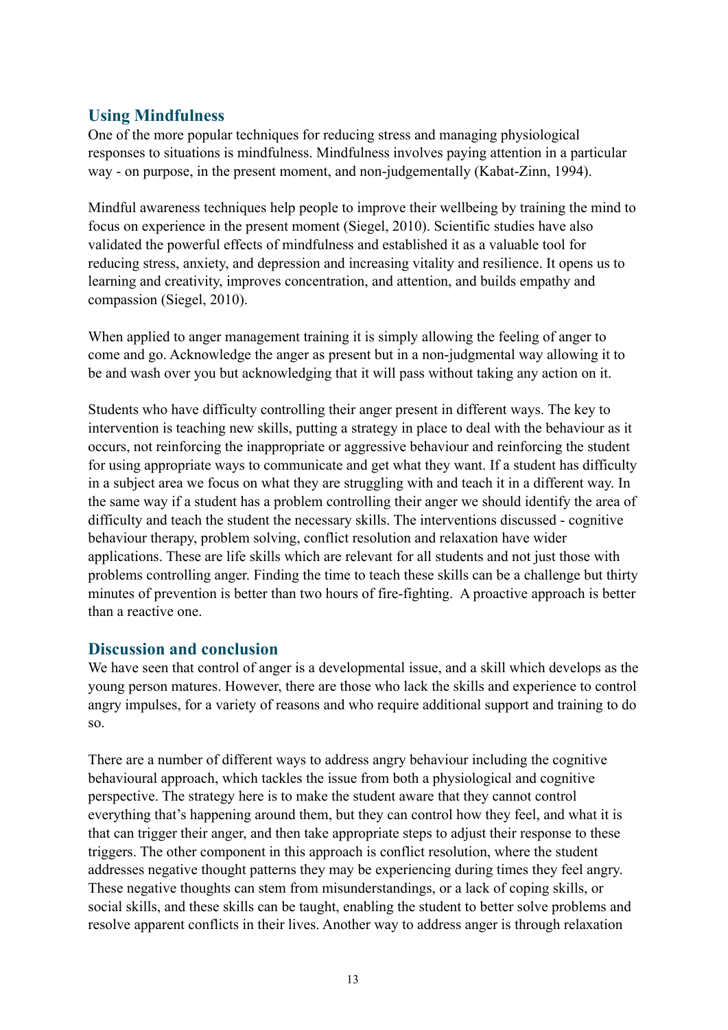## Using Mindfulness

One of the more popular techniques for reducing stress and managing physiological responses to situations is mindfulness. Mindfulness involves paying attention in a particular way - on purpose, in the present moment, and non-judgementally (Kabat-Zinn, 1994).

Mindful awareness techniques help people to improve their wellbeing by training the mind to focus on experience in the present moment (Siegel, 2010). Scientific studies have also validated the powerful effects of mindfulness and established it as a valuable tool for reducing stress, anxiety, and depression and increasing vitality and resilience. It opens us to learning and creativity, improves concentration, and attention, and builds empathy and compassion (Siegel, 2010).

When applied to anger management training it is simply allowing the feeling of anger to come and go. Acknowledge the anger as present but in a non-judgmental way allowing it to be and wash over you but acknowledging that it will pass without taking any action on it.

Students who have difficulty controlling their anger present in different ways. The key to intervention is teaching new skills, putting a strategy in place to deal with the behaviour as it occurs, not reinforcing the inappropriate or aggressive behaviour and reinforcing the student for using appropriate ways to communicate and get what they want. If a student has difficulty in a subject area we focus on what they are struggling with and teach it in a different way. In the same way if a student has a problem controlling their anger we should identify the area of difficulty and teach the student the necessary skills. The interventions discussed - cognitive behaviour therapy, problem solving, conflict resolution and relaxation have wider applications. These are life skills which are relevant for all students and not just those with problems controlling anger. Finding the time to teach these skills can be a challenge but thirty minutes of prevention is better than two hours of fire-fighting. A proactive approach is better than a reactive one.

## Discussion and conclusion

We have seen that control of anger is a developmental issue, and a skill which develops as the young person matures. However, there are those who lack the skills and experience to control angry impulses, for a variety of reasons and who require additional support and training to do so.

There are a number of different ways to address angry behaviour including the cognitive behavioural approach, which tackles the issue from both a physiological and cognitive perspective. The strategy here is to make the student aware that they cannot control everything that's happening around them, but they can control how they feel, and what it is that can trigger their anger, and then take appropriate steps to adjust their response to these triggers. The other component in this approach is conflict resolution, where the student addresses negative thought patterns they may be experiencing during times they feel angry. These negative thoughts can stem from misunderstandings, or a lack of coping skills, or social skills, and these skills can be taught, enabling the student to better solve problems and resolve apparent conflicts in their lives. Another way to address anger is through relaxation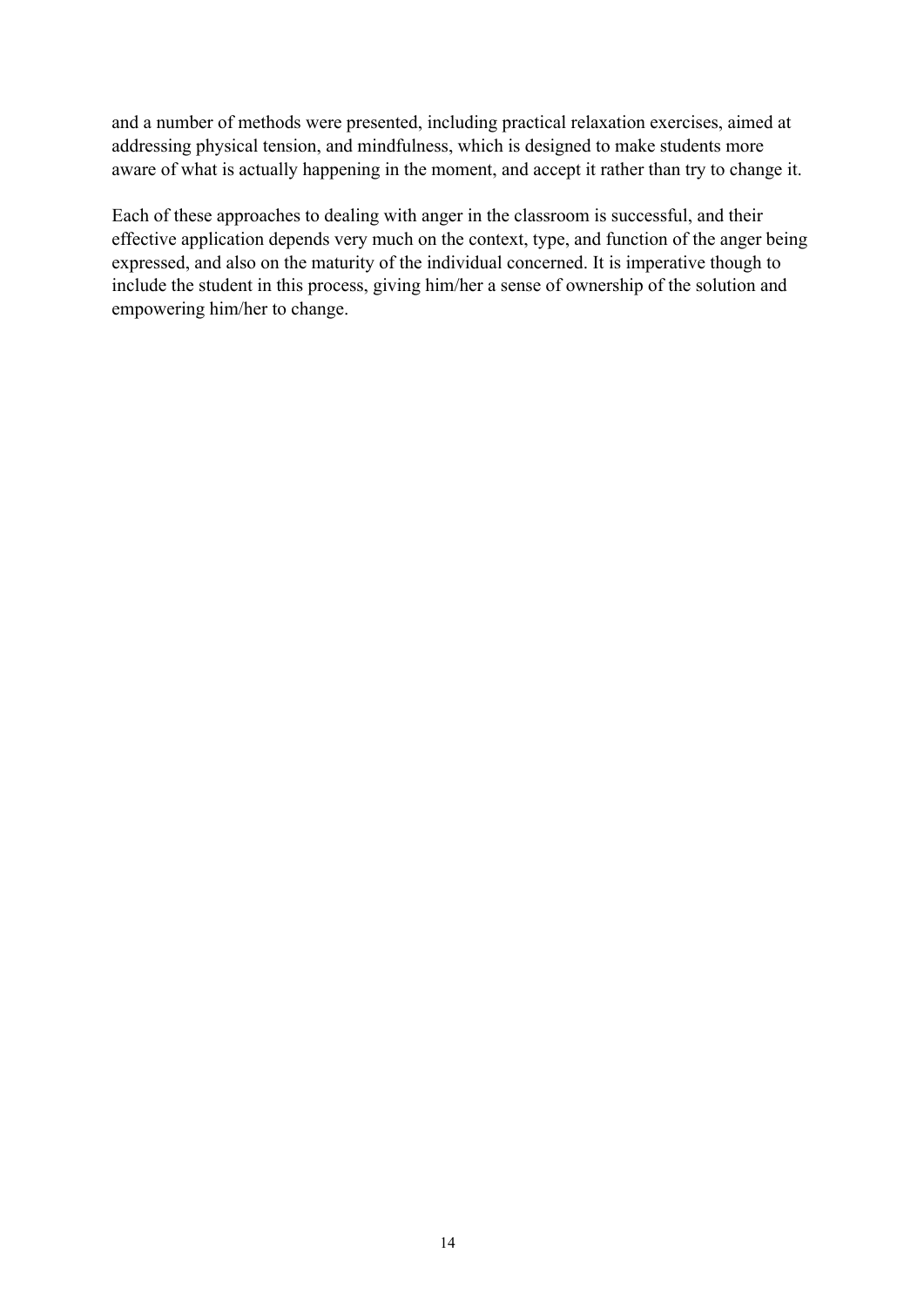and a number of methods were presented, including practical relaxation exercises, aimed at addressing physical tension, and mindfulness, which is designed to make students more aware of what is actually happening in the moment, and accept it rather than try to change it.

Each of these approaches to dealing with anger in the classroom is successful, and their effective application depends very much on the context, type, and function of the anger being expressed, and also on the maturity of the individual concerned. It is imperative though to include the student in this process, giving him/her a sense of ownership of the solution and empowering him/her to change.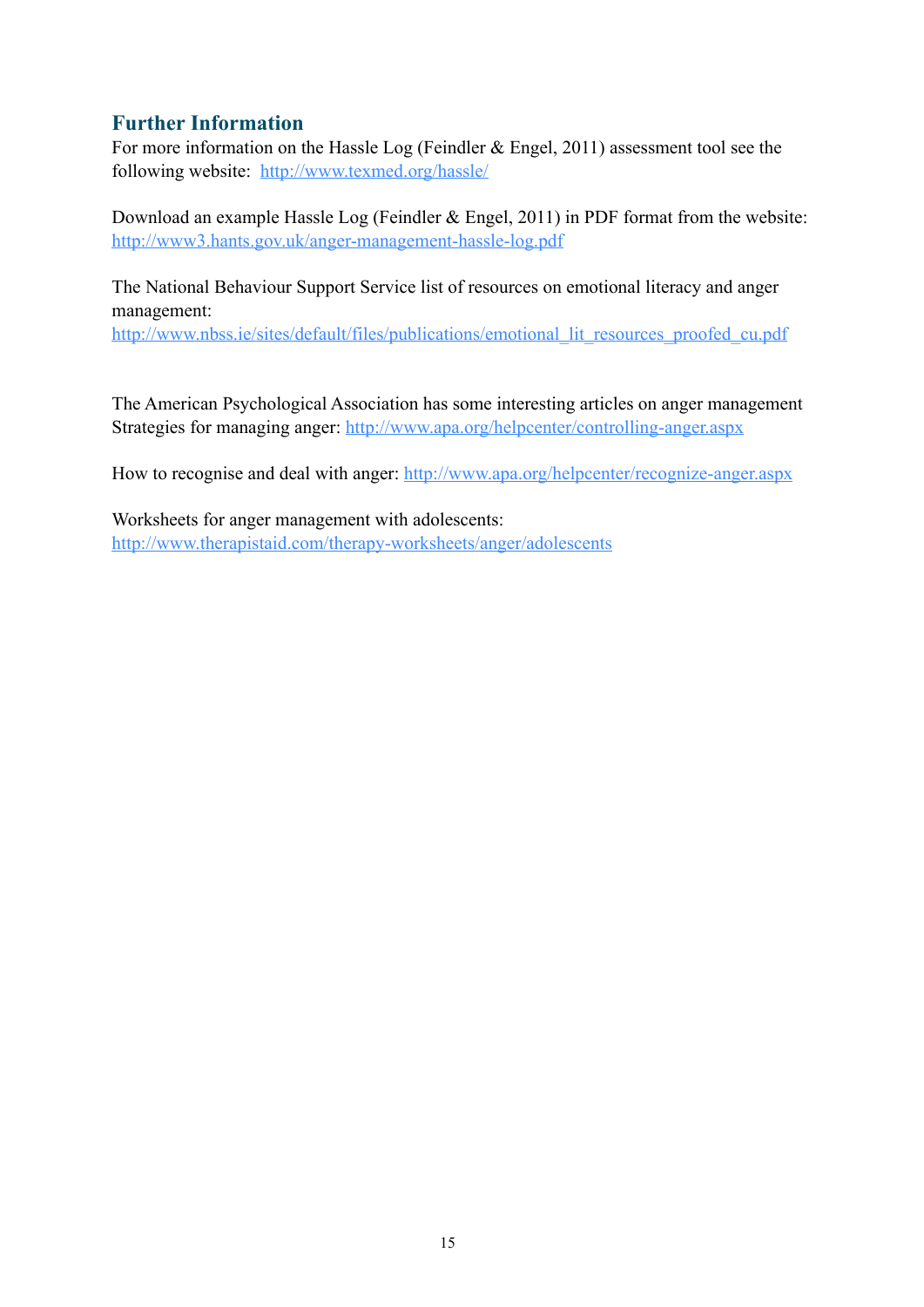## Further Information

For more information on the Hassle Log (Feindler & Engel, 2011) assessment tool see the following website: http://www.texmed.org/hassle/

Download an example Hassle Log (Feindler & Engel, 2011) in PDF format from the website: http://www3.hants.gov.uk/anger-management-hassle-log.pdf

The National Behaviour Support Service list of resources on emotional literacy and anger management:
http://www.nbss.ie/sites/default/files/publications/emotional_lit_resources_proofed_cu.pdf

The American Psychological Association has some interesting articles on anger management
Strategies for managing anger: http://www.apa.org/helpcenter/controlling-anger.aspx

How to recognise and deal with anger: http://www.apa.org/helpcenter/recognize-anger.aspx

Worksheets for anger management with adolescents:
http://www.therapistaid.com/therapy-worksheets/anger/adolescents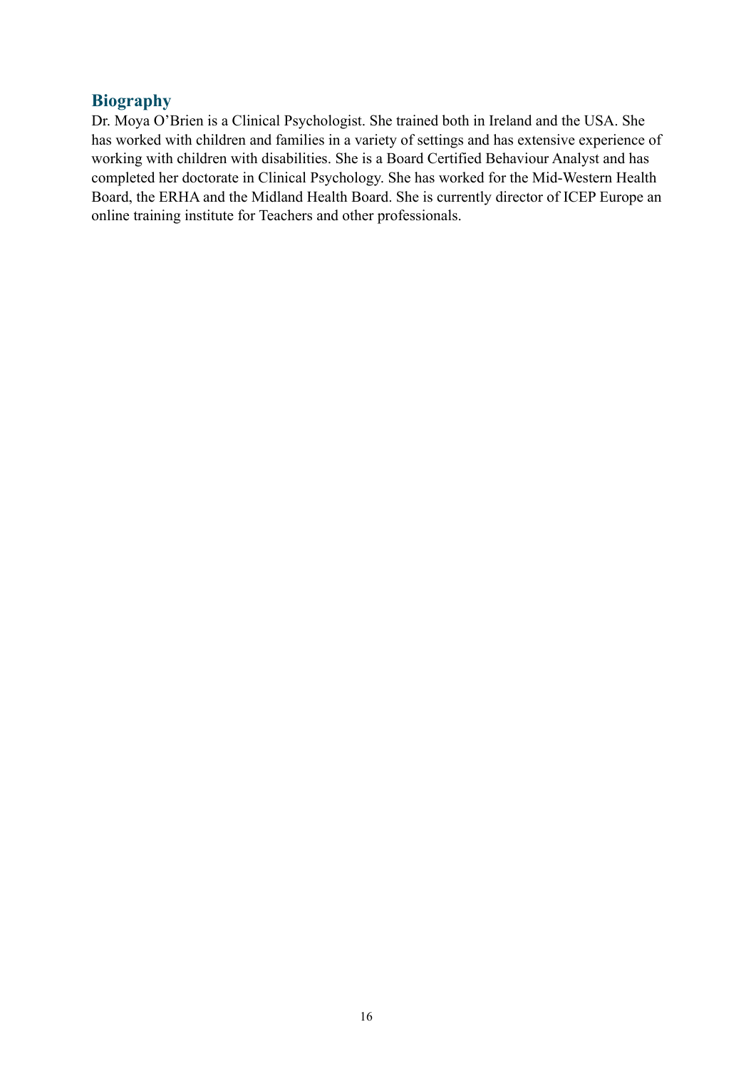## Biography

Dr. Moya O'Brien is a Clinical Psychologist. She trained both in Ireland and the USA. She has worked with children and families in a variety of settings and has extensive experience of working with children with disabilities. She is a Board Certified Behaviour Analyst and has completed her doctorate in Clinical Psychology. She has worked for the Mid-Western Health Board, the ERHA and the Midland Health Board. She is currently director of ICEP Europe an online training institute for Teachers and other professionals.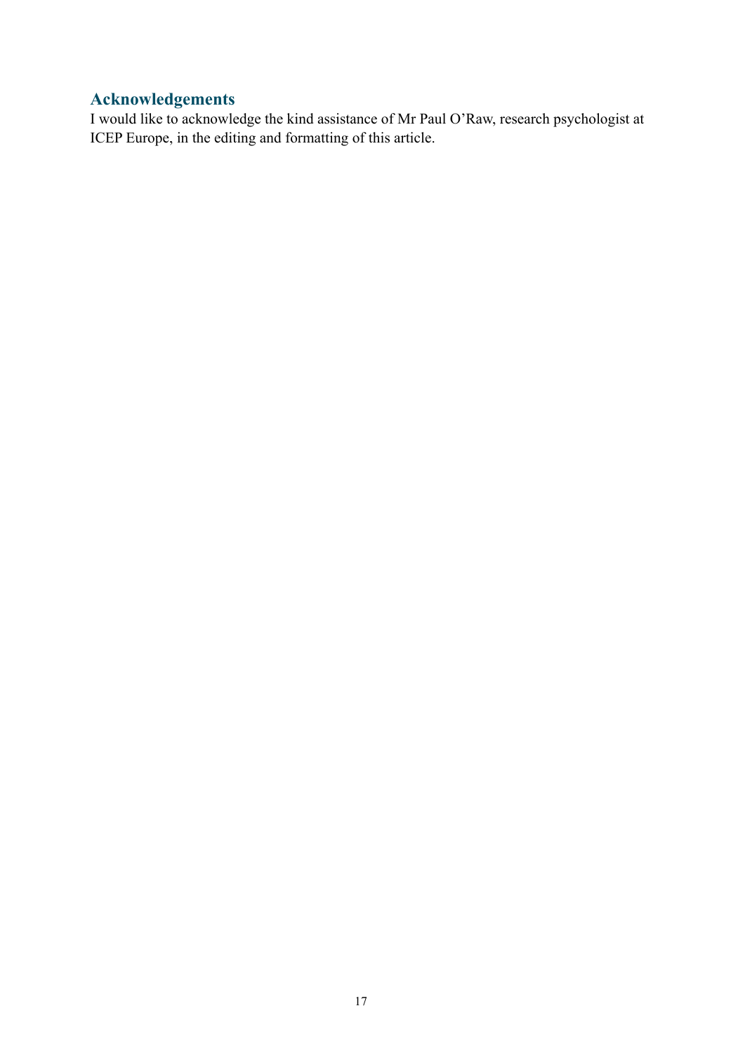## Acknowledgements

I would like to acknowledge the kind assistance of Mr Paul O'Raw, research psychologist at ICEP Europe, in the editing and formatting of this article.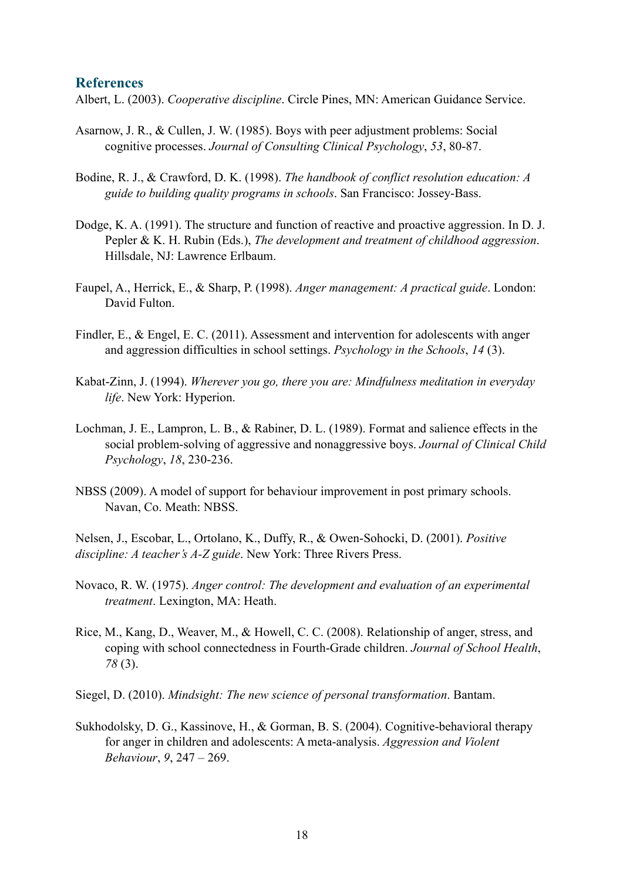## References

Albert, L. (2003). *Cooperative discipline*. Circle Pines, MN: American Guidance Service.

Asarnow, J. R., & Cullen, J. W. (1985). Boys with peer adjustment problems: Social cognitive processes. *Journal of Consulting Clinical Psychology*, *53*, 80-87.

Bodine, R. J., & Crawford, D. K. (1998). *The handbook of conflict resolution education: A guide to building quality programs in schools*. San Francisco: Jossey-Bass.

Dodge, K. A. (1991). The structure and function of reactive and proactive aggression. In D. J. Pepler & K. H. Rubin (Eds.), *The development and treatment of childhood aggression*. Hillsdale, NJ: Lawrence Erlbaum.

Faupel, A., Herrick, E., & Sharp, P. (1998). *Anger management: A practical guide*. London: David Fulton.

Findler, E., & Engel, E. C. (2011). Assessment and intervention for adolescents with anger and aggression difficulties in school settings. *Psychology in the Schools*, *14* (3).

Kabat-Zinn, J. (1994). *Wherever you go, there you are: Mindfulness meditation in everyday life*. New York: Hyperion.

Lochman, J. E., Lampron, L. B., & Rabiner, D. L. (1989). Format and salience effects in the social problem-solving of aggressive and nonaggressive boys. *Journal of Clinical Child Psychology*, *18*, 230-236.

NBSS (2009). A model of support for behaviour improvement in post primary schools. Navan, Co. Meath: NBSS.

Nelsen, J., Escobar, L., Ortolano, K., Duffy, R., & Owen-Sohocki, D. (2001). *Positive discipline: A teacher's A-Z guide*. New York: Three Rivers Press.

Novaco, R. W. (1975). *Anger control: The development and evaluation of an experimental treatment*. Lexington, MA: Heath.

Rice, M., Kang, D., Weaver, M., & Howell, C. C. (2008). Relationship of anger, stress, and coping with school connectedness in Fourth-Grade children. *Journal of School Health*, *78* (3).

Siegel, D. (2010). *Mindsight: The new science of personal transformation*. Bantam.

Sukhodolsky, D. G., Kassinove, H., & Gorman, B. S. (2004). Cognitive-behavioral therapy for anger in children and adolescents: A meta-analysis. *Aggression and Violent Behaviour*, *9*, 247 – 269.